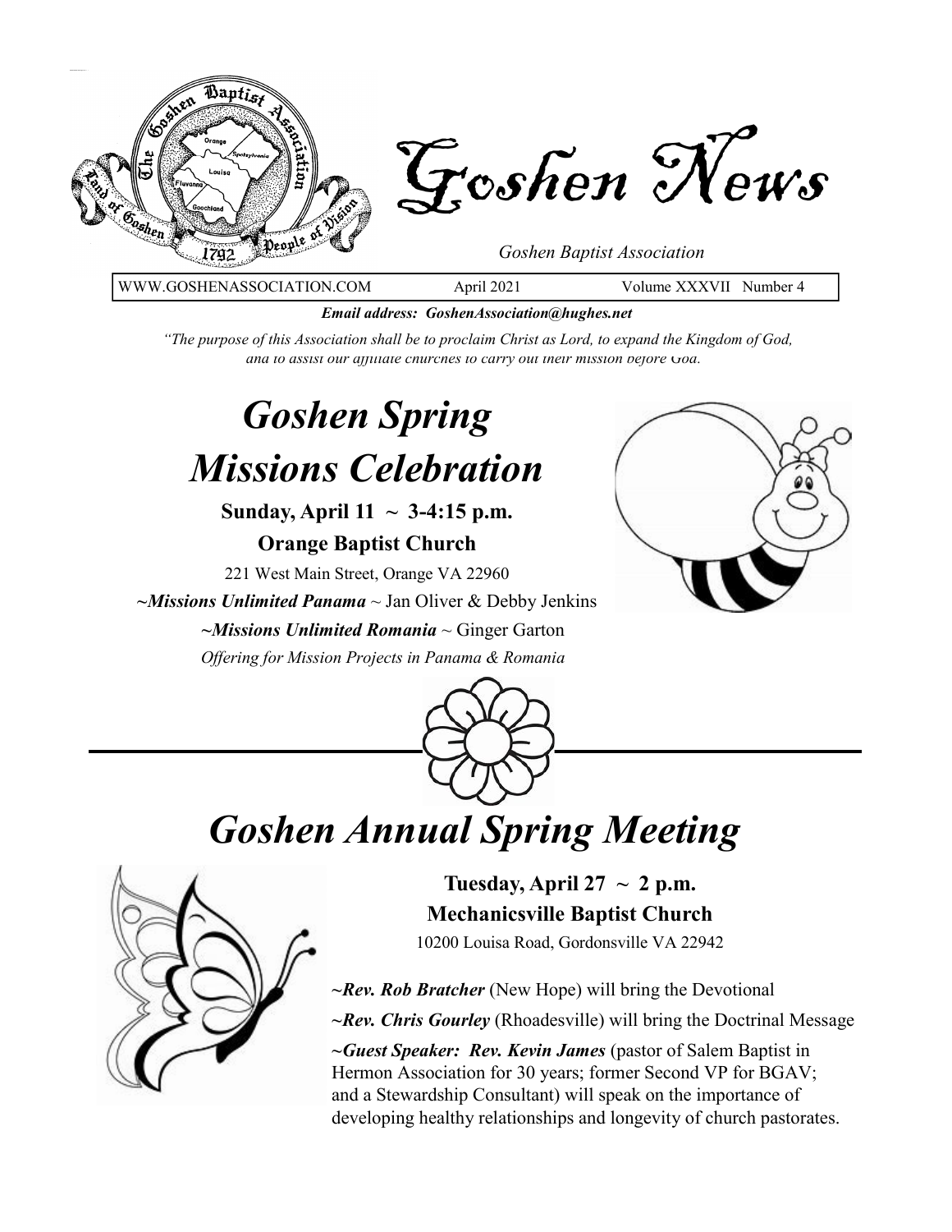# Goshen News

*Goshen Baptist Association*

| WWW.GOSHENASSOCIATION.COM | April 2021 | Volume XXXVII Number 4 |
|---|---|---|

***Email address: GoshenAssociation@hughes.net***

*"The purpose of this Association shall be to proclaim Christ as Lord, to expand the Kingdom of God, and to assist our affiliate churches to carry out their mission before God.*

# *Goshen Spring Missions Celebration*

**Sunday, April 11 ~ 3-4:15 p.m.**

**Orange Baptist Church**

221 West Main Street, Orange VA 22960

***~Missions Unlimited Panama*** ~ Jan Oliver & Debby Jenkins

***~Missions Unlimited Romania*** ~ Ginger Garton

*Offering for Mission Projects in Panama & Romania*

# *Goshen Annual Spring Meeting*

**Tuesday, April 27 ~ 2 p.m.**

**Mechanicsville Baptist Church**

10200 Louisa Road, Gordonsville VA 22942

***~Rev. Rob Bratcher*** (New Hope) will bring the Devotional

***~Rev. Chris Gourley*** (Rhoadesville) will bring the Doctrinal Message

***~Guest Speaker: Rev. Kevin James*** (pastor of Salem Baptist in Hermon Association for 30 years; former Second VP for BGAV; and a Stewardship Consultant) will speak on the importance of developing healthy relationships and longevity of church pastorates.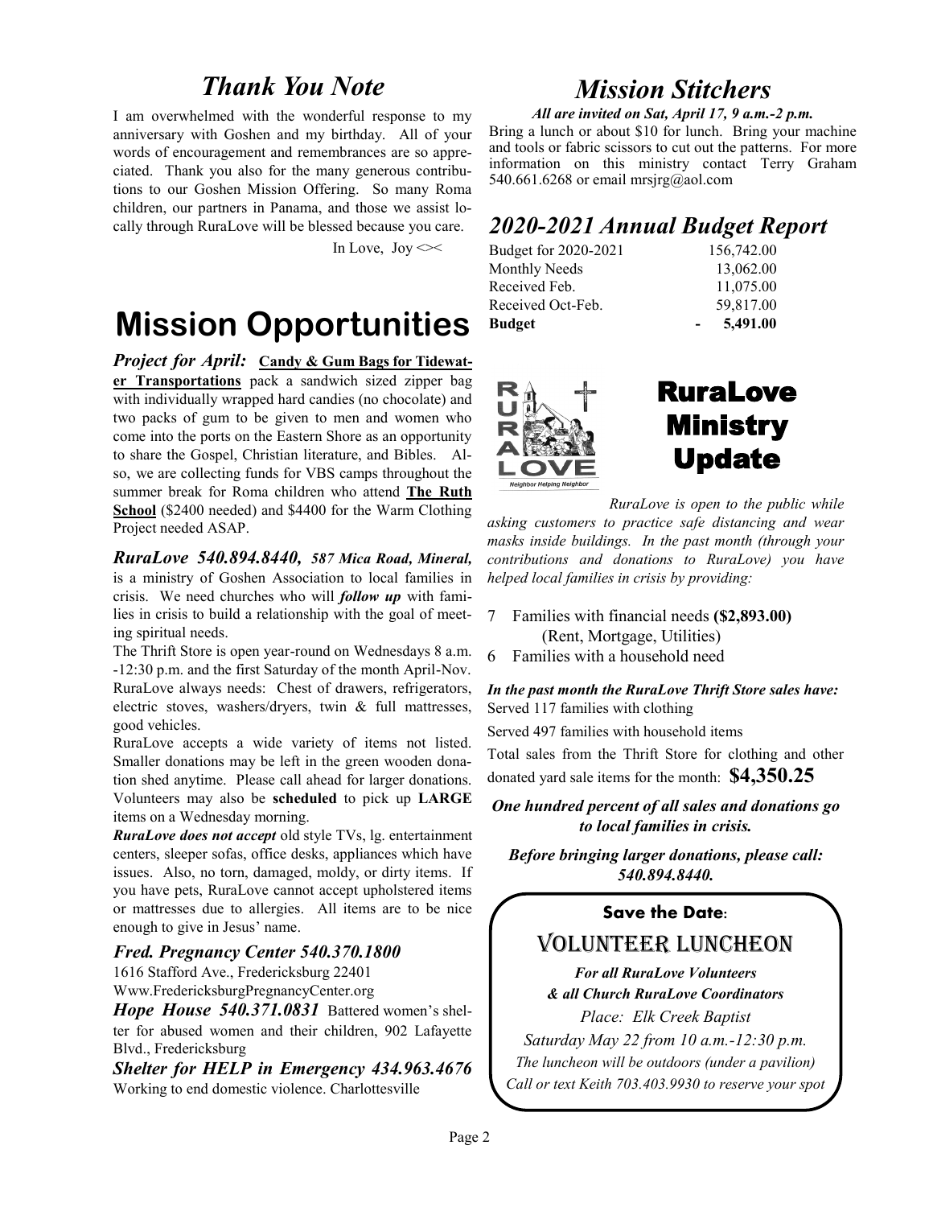## *Thank You Note*

I am overwhelmed with the wonderful response to my anniversary with Goshen and my birthday. All of your words of encouragement and remembrances are so appreciated. Thank you also for the many generous contributions to our Goshen Mission Offering. So many Roma children, our partners in Panama, and those we assist locally through RuraLove will be blessed because you care.

In Love, Joy <><

# Mission Opportunities

***Project for April:*** **Candy & Gum Bags for Tidewater Transportations** pack a sandwich sized zipper bag with individually wrapped hard candies (no chocolate) and two packs of gum to be given to men and women who come into the ports on the Eastern Shore as an opportunity to share the Gospel, Christian literature, and Bibles. Also, we are collecting funds for VBS camps throughout the summer break for Roma children who attend **The Ruth School** ($2400 needed) and $4400 for the Warm Clothing Project needed ASAP.

***RuraLove 540.894.8440, 587 Mica Road, Mineral,*** is a ministry of Goshen Association to local families in crisis. We need churches who will ***follow up*** with families in crisis to build a relationship with the goal of meeting spiritual needs.

The Thrift Store is open year-round on Wednesdays 8 a.m. -12:30 p.m. and the first Saturday of the month April-Nov. RuraLove always needs: Chest of drawers, refrigerators, electric stoves, washers/dryers, twin & full mattresses, good vehicles.

RuraLove accepts a wide variety of items not listed. Smaller donations may be left in the green wooden donation shed anytime. Please call ahead for larger donations. Volunteers may also be **scheduled** to pick up **LARGE** items on a Wednesday morning.

***RuraLove does not accept*** old style TVs, lg. entertainment centers, sleeper sofas, office desks, appliances which have issues. Also, no torn, damaged, moldy, or dirty items. If you have pets, RuraLove cannot accept upholstered items or mattresses due to allergies. All items are to be nice enough to give in Jesus' name.

***Fred. Pregnancy Center 540.370.1800***
1616 Stafford Ave., Fredericksburg 22401
Www.FredericksburgPregnancyCenter.org

***Hope House 540.371.0831*** Battered women's shelter for abused women and their children, 902 Lafayette Blvd., Fredericksburg

***Shelter for HELP in Emergency 434.963.4676***
Working to end domestic violence. Charlottesville

## *Mission Stitchers*

***All are invited on Sat, April 17, 9 a.m.-2 p.m.***

Bring a lunch or about $10 for lunch. Bring your machine and tools or fabric scissors to cut out the patterns. For more information on this ministry contact Terry Graham 540.661.6268 or email mrsjrg@aol.com

## *2020-2021 Annual Budget Report*

| | |
|---|---|
| Budget for 2020-2021 | 156,742.00 |
| Monthly Needs | 13,062.00 |
| Received Feb. | 11,075.00 |
| Received Oct-Feb. | 59,817.00 |
| **Budget** | **- 5,491.00** |

# RuraLove Ministry Update

*RuraLove is open to the public while asking customers to practice safe distancing and wear masks inside buildings. In the past month (through your contributions and donations to RuraLove) you have helped local families in crisis by providing:*

7 Families with financial needs **($2,893.00)** (Rent, Mortgage, Utilities)
6 Families with a household need

***In the past month the RuraLove Thrift Store sales have:***
Served 117 families with clothing
Served 497 families with household items
Total sales from the Thrift Store for clothing and other donated yard sale items for the month: **$4,350.25**

***One hundred percent of all sales and donations go to local families in crisis.***

***Before bringing larger donations, please call: 540.894.8440.***

**Save the Date:**

## Volunteer Luncheon

***For all RuraLove Volunteers***
***& all Church RuraLove Coordinators***
*Place: Elk Creek Baptist*
*Saturday May 22 from 10 a.m.-12:30 p.m.*
*The luncheon will be outdoors (under a pavilion)*
*Call or text Keith 703.403.9930 to reserve your spot*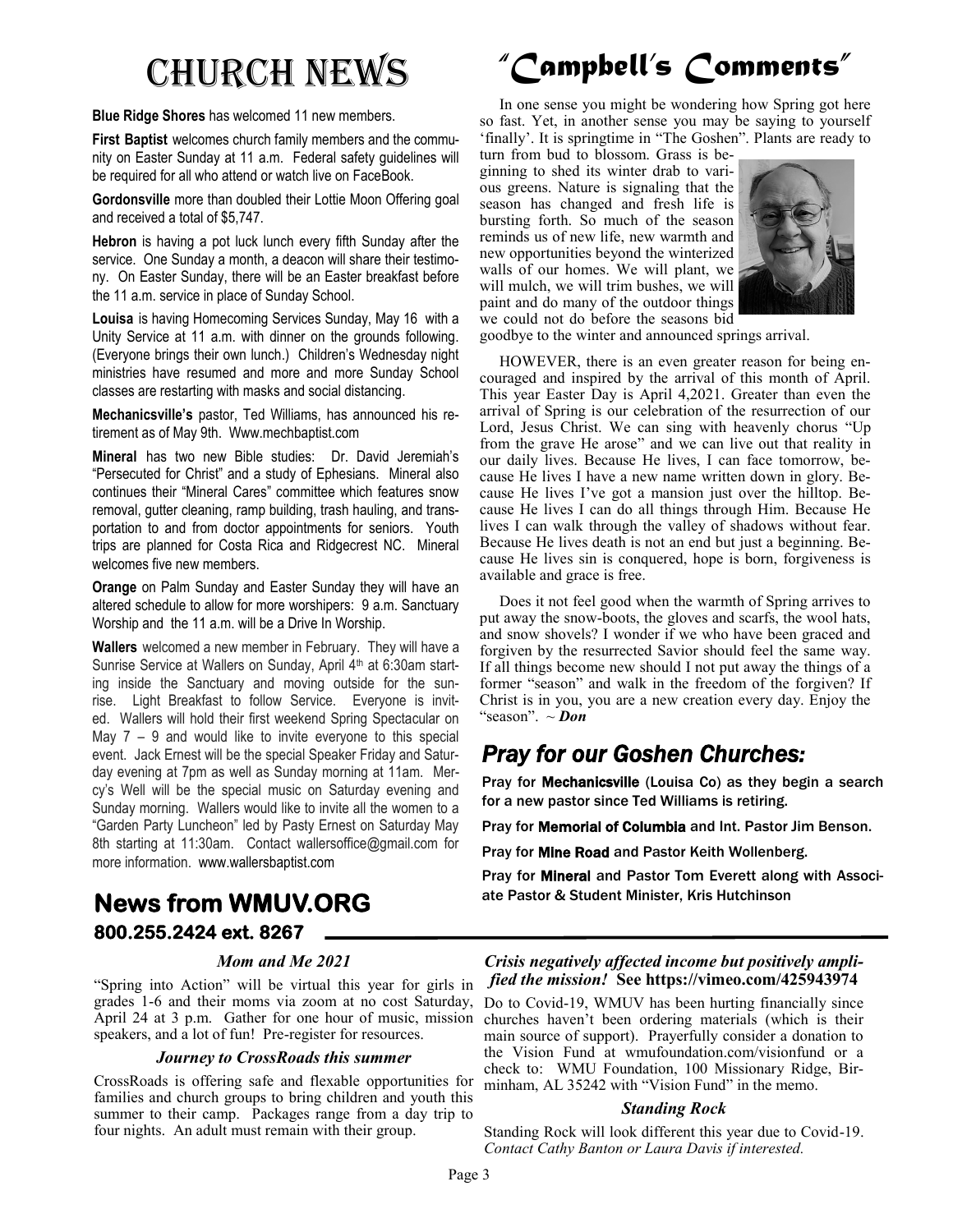# Church News

**Blue Ridge Shores** has welcomed 11 new members.

**First Baptist** welcomes church family members and the community on Easter Sunday at 11 a.m. Federal safety guidelines will be required for all who attend or watch live on FaceBook.

**Gordonsville** more than doubled their Lottie Moon Offering goal and received a total of $5,747.

**Hebron** is having a pot luck lunch every fifth Sunday after the service. One Sunday a month, a deacon will share their testimony. On Easter Sunday, there will be an Easter breakfast before the 11 a.m. service in place of Sunday School.

**Louisa** is having Homecoming Services Sunday, May 16 with a Unity Service at 11 a.m. with dinner on the grounds following. (Everyone brings their own lunch.) Children's Wednesday night ministries have resumed and more and more Sunday School classes are restarting with masks and social distancing.

**Mechanicsville's** pastor, Ted Williams, has announced his retirement as of May 9th. Www.mechbaptist.com

**Mineral** has two new Bible studies: Dr. David Jeremiah's "Persecuted for Christ" and a study of Ephesians. Mineral also continues their "Mineral Cares" committee which features snow removal, gutter cleaning, ramp building, trash hauling, and transportation to and from doctor appointments for seniors. Youth trips are planned for Costa Rica and Ridgecrest NC. Mineral welcomes five new members.

**Orange** on Palm Sunday and Easter Sunday they will have an altered schedule to allow for more worshipers: 9 a.m. Sanctuary Worship and the 11 a.m. will be a Drive In Worship.

**Wallers** welcomed a new member in February. They will have a Sunrise Service at Wallers on Sunday, April 4th at 6:30am starting inside the Sanctuary and moving outside for the sunrise. Light Breakfast to follow Service. Everyone is invited. Wallers will hold their first weekend Spring Spectacular on May 7 – 9 and would like to invite everyone to this special event. Jack Ernest will be the special Speaker Friday and Saturday evening at 7pm as well as Sunday morning at 11am. Mercy's Well will be the special music on Saturday evening and Sunday morning. Wallers would like to invite all the women to a "Garden Party Luncheon" led by Pasty Ernest on Saturday May 8th starting at 11:30am. Contact wallersoffice@gmail.com for more information. www.wallersbaptist.com

# "Campbell's Comments"

In one sense you might be wondering how Spring got here so fast. Yet, in another sense you may be saying to yourself 'finally'. It is springtime in "The Goshen". Plants are ready to turn from bud to blossom. Grass is beginning to shed its winter drab to various greens. Nature is signaling that the season has changed and fresh life is bursting forth. So much of the season reminds us of new life, new warmth and new opportunities beyond the winterized walls of our homes. We will plant, we will mulch, we will trim bushes, we will paint and do many of the outdoor things we could not do before the seasons bid goodbye to the winter and announced springs arrival.

HOWEVER, there is an even greater reason for being encouraged and inspired by the arrival of this month of April. This year Easter Day is April 4,2021. Greater than even the arrival of Spring is our celebration of the resurrection of our Lord, Jesus Christ. We can sing with heavenly chorus "Up from the grave He arose" and we can live out that reality in our daily lives. Because He lives, I can face tomorrow, because He lives I have a new name written down in glory. Because He lives I've got a mansion just over the hilltop. Because He lives I can do all things through Him. Because He lives I can walk through the valley of shadows without fear. Because He lives death is not an end but just a beginning. Because He lives sin is conquered, hope is born, forgiveness is available and grace is free.

Does it not feel good when the warmth of Spring arrives to put away the snow-boots, the gloves and scarfs, the wool hats, and snow shovels? I wonder if we who have been graced and forgiven by the resurrected Savior should feel the same way. If all things become new should I not put away the things of a former "season" and walk in the freedom of the forgiven? If Christ is in you, you are a new creation every day. Enjoy the "season". ~ ***Don***

## *Pray for our Goshen Churches:*

Pray for **Mechanicsville** (Louisa Co) as they begin a search for a new pastor since Ted Williams is retiring.

Pray for **Memorial of Columbia** and Int. Pastor Jim Benson.

Pray for **Mine Road** and Pastor Keith Wollenberg.

Pray for **Mineral** and Pastor Tom Everett along with Associate Pastor & Student Minister, Kris Hutchinson

## News from WMUV.ORG

**800.255.2424 ext. 8267**

### *Mom and Me 2021*

"Spring into Action" will be virtual this year for girls in grades 1-6 and their moms via zoom at no cost Saturday, April 24 at 3 p.m. Gather for one hour of music, mission speakers, and a lot of fun! Pre-register for resources.

### *Journey to CrossRoads this summer*

CrossRoads is offering safe and flexable opportunities for families and church groups to bring children and youth this summer to their camp. Packages range from a day trip to four nights. An adult must remain with their group.

### *Crisis negatively affected income but positively amplified the mission!* See https://vimeo.com/425943974

Do to Covid-19, WMUV has been hurting financially since churches haven't been ordering materials (which is their main source of support). Prayerfully consider a donation to the Vision Fund at wmufoundation.com/visionfund or a check to: WMU Foundation, 100 Missionary Ridge, Birminham, AL 35242 with "Vision Fund" in the memo.

### *Standing Rock*

Standing Rock will look different this year due to Covid-19. *Contact Cathy Banton or Laura Davis if interested.*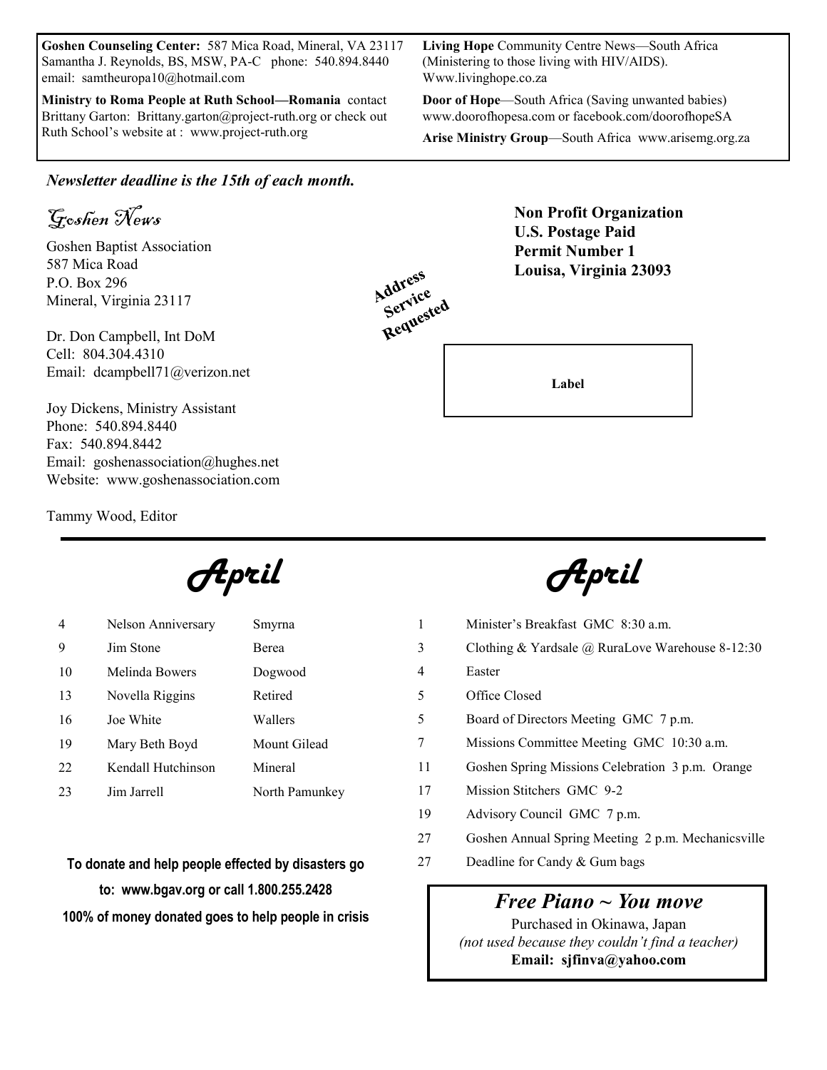**Goshen Counseling Center:** 587 Mica Road, Mineral, VA 23117 Samantha J. Reynolds, BS, MSW, PA-C phone: 540.894.8440 email: samtheuropa10@hotmail.com

**Ministry to Roma People at Ruth School—Romania** contact Brittany Garton: Brittany.garton@project-ruth.org or check out Ruth School's website at : www.project-ruth.org

**Living Hope** Community Centre News—South Africa (Ministering to those living with HIV/AIDS). Www.livinghope.co.za

**Door of Hope**—South Africa (Saving unwanted babies) www.doorofhopesa.com or facebook.com/doorofhopeSA

**Arise Ministry Group**—South Africa www.arisemg.org.za

***Newsletter deadline is the 15th of each month.***

*Goshen News*

Goshen Baptist Association
587 Mica Road
P.O. Box 296
Mineral, Virginia 23117

Dr. Don Campbell, Int DoM
Cell: 804.304.4310
Email: dcampbell71@verizon.net

Joy Dickens, Ministry Assistant
Phone: 540.894.8440
Fax: 540.894.8442
Email: goshenassociation@hughes.net
Website: www.goshenassociation.com

Tammy Wood, Editor

**Address Service Requested**

**Non Profit Organization**
**U.S. Postage Paid**
**Permit Number 1**
**Louisa, Virginia 23093**

**Label**

## April

| | | |
|---|---|---|
| 4 | Nelson Anniversary | Smyrna |
| 9 | Jim Stone | Berea |
| 10 | Melinda Bowers | Dogwood |
| 13 | Novella Riggins | Retired |
| 16 | Joe White | Wallers |
| 19 | Mary Beth Boyd | Mount Gilead |
| 22 | Kendall Hutchinson | Mineral |
| 23 | Jim Jarrell | North Pamunkey |

**To donate and help people effected by disasters go to: www.bgav.org or call 1.800.255.2428**

**100% of money donated goes to help people in crisis**

## April

| | |
|---|---|
| 1 | Minister's Breakfast GMC 8:30 a.m. |
| 3 | Clothing & Yardsale @ RuraLove Warehouse 8-12:30 |
| 4 | Easter |
| 5 | Office Closed |
| 5 | Board of Directors Meeting GMC 7 p.m. |
| 7 | Missions Committee Meeting GMC 10:30 a.m. |
| 11 | Goshen Spring Missions Celebration 3 p.m. Orange |
| 17 | Mission Stitchers GMC 9-2 |
| 19 | Advisory Council GMC 7 p.m. |
| 27 | Goshen Annual Spring Meeting 2 p.m. Mechanicsville |
| 27 | Deadline for Candy & Gum bags |

### *Free Piano ~ You move*

Purchased in Okinawa, Japan
*(not used because they couldn't find a teacher)*
**Email: sjfinva@yahoo.com**